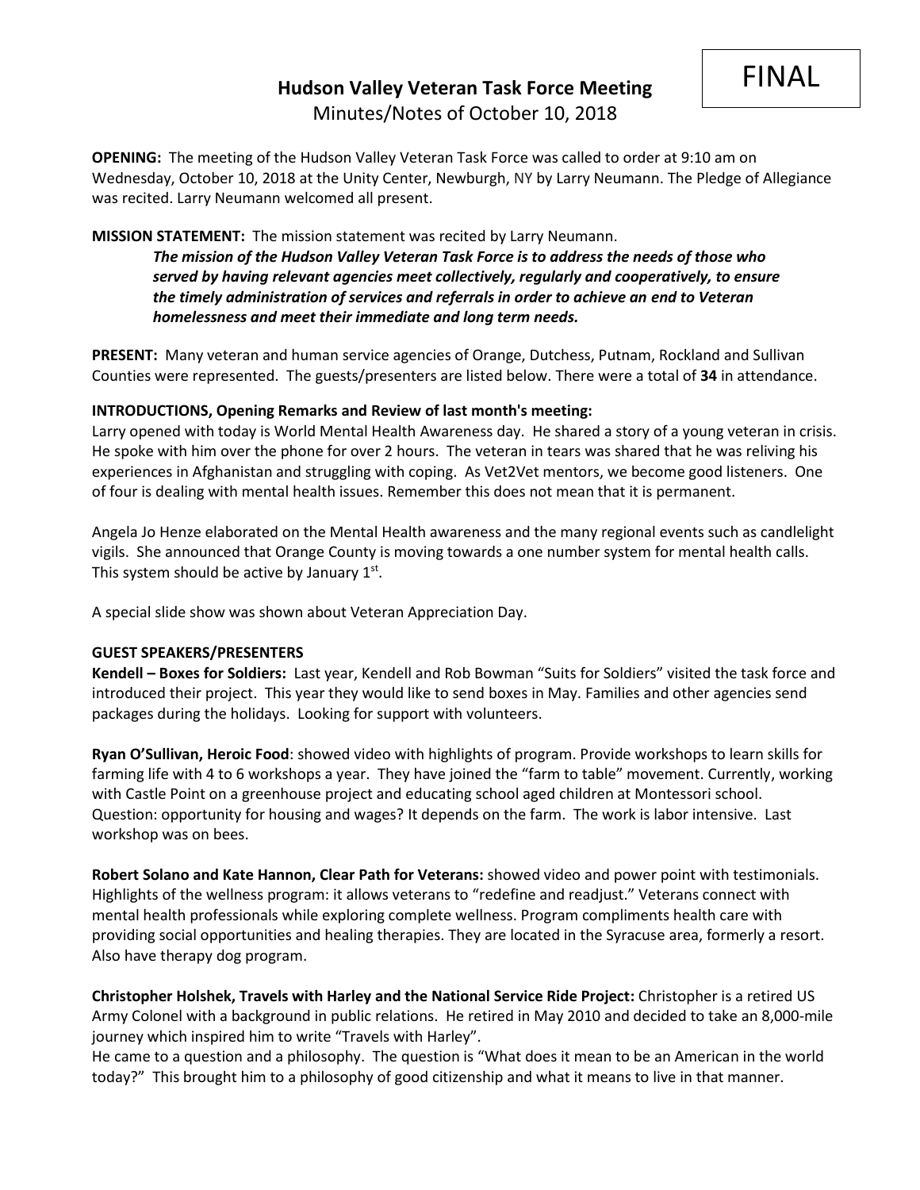FINAL

# Hudson Valley Veteran Task Force Meeting

Minutes/Notes of October 10, 2018

**OPENING:** The meeting of the Hudson Valley Veteran Task Force was called to order at 9:10 am on Wednesday, October 10, 2018 at the Unity Center, Newburgh, NY by Larry Neumann. The Pledge of Allegiance was recited. Larry Neumann welcomed all present.

**MISSION STATEMENT:** The mission statement was recited by Larry Neumann.

> ***The mission of the Hudson Valley Veteran Task Force is to address the needs of those who served by having relevant agencies meet collectively, regularly and cooperatively, to ensure the timely administration of services and referrals in order to achieve an end to Veteran homelessness and meet their immediate and long term needs.***

**PRESENT:** Many veteran and human service agencies of Orange, Dutchess, Putnam, Rockland and Sullivan Counties were represented. The guests/presenters are listed below. There were a total of **34** in attendance.

**INTRODUCTIONS, Opening Remarks and Review of last month's meeting:**

Larry opened with today is World Mental Health Awareness day. He shared a story of a young veteran in crisis. He spoke with him over the phone for over 2 hours. The veteran in tears was shared that he was reliving his experiences in Afghanistan and struggling with coping. As Vet2Vet mentors, we become good listeners. One of four is dealing with mental health issues. Remember this does not mean that it is permanent.

Angela Jo Henze elaborated on the Mental Health awareness and the many regional events such as candlelight vigils. She announced that Orange County is moving towards a one number system for mental health calls. This system should be active by January 1st.

A special slide show was shown about Veteran Appreciation Day.

**GUEST SPEAKERS/PRESENTERS**

**Kendell – Boxes for Soldiers:** Last year, Kendell and Rob Bowman "Suits for Soldiers" visited the task force and introduced their project. This year they would like to send boxes in May. Families and other agencies send packages during the holidays. Looking for support with volunteers.

**Ryan O'Sullivan, Heroic Food**: showed video with highlights of program. Provide workshops to learn skills for farming life with 4 to 6 workshops a year. They have joined the "farm to table" movement. Currently, working with Castle Point on a greenhouse project and educating school aged children at Montessori school. Question: opportunity for housing and wages? It depends on the farm. The work is labor intensive. Last workshop was on bees.

**Robert Solano and Kate Hannon, Clear Path for Veterans:** showed video and power point with testimonials. Highlights of the wellness program: it allows veterans to "redefine and readjust." Veterans connect with mental health professionals while exploring complete wellness. Program compliments health care with providing social opportunities and healing therapies. They are located in the Syracuse area, formerly a resort. Also have therapy dog program.

**Christopher Holshek, Travels with Harley and the National Service Ride Project:** Christopher is a retired US Army Colonel with a background in public relations. He retired in May 2010 and decided to take an 8,000-mile journey which inspired him to write "Travels with Harley".

He came to a question and a philosophy. The question is "What does it mean to be an American in the world today?" This brought him to a philosophy of good citizenship and what it means to live in that manner.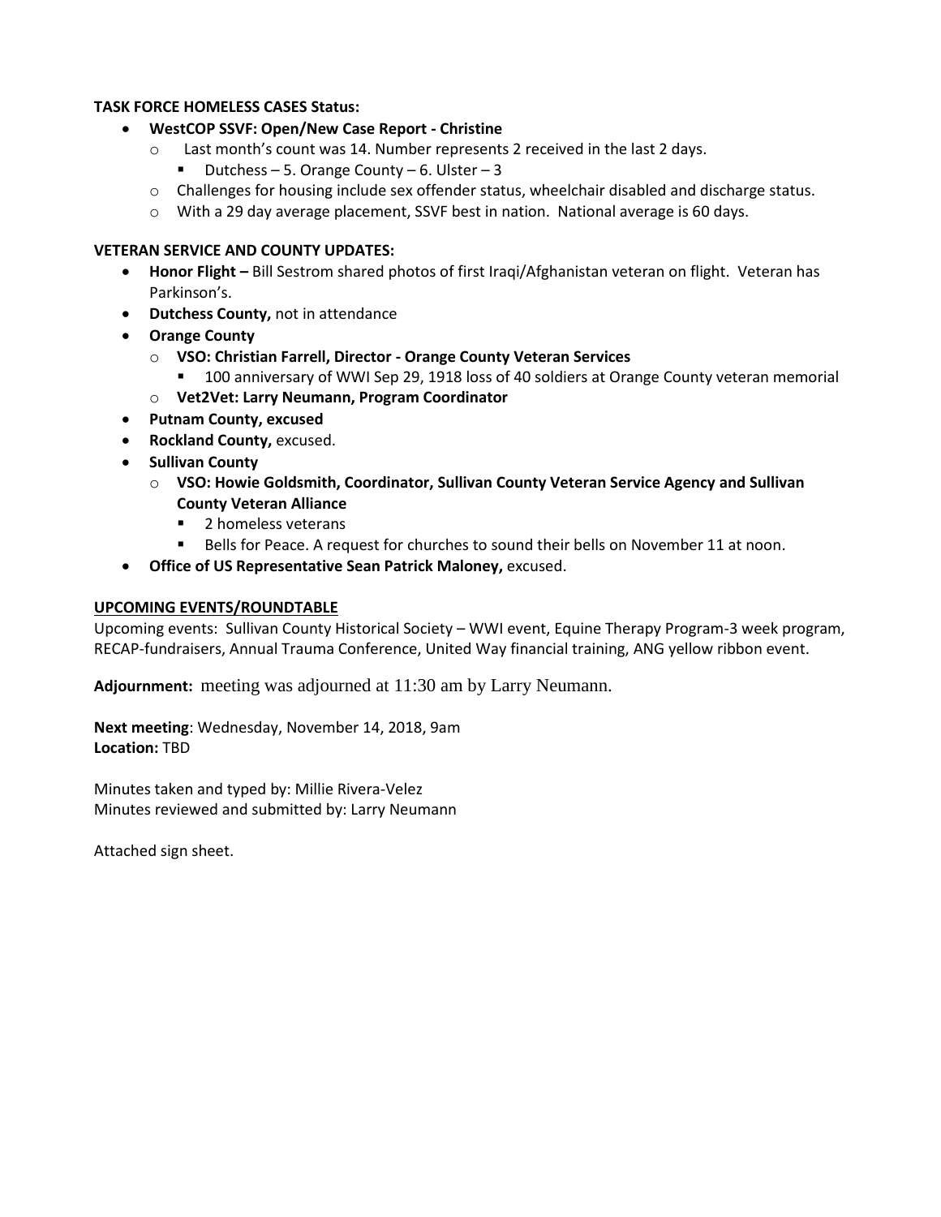**TASK FORCE HOMELESS CASES Status:**

- **WestCOP SSVF: Open/New Case Report - Christine**
  - Last month's count was 14. Number represents 2 received in the last 2 days.
    - Dutchess – 5. Orange County – 6. Ulster – 3
  - Challenges for housing include sex offender status, wheelchair disabled and discharge status.
  - With a 29 day average placement, SSVF best in nation. National average is 60 days.

**VETERAN SERVICE AND COUNTY UPDATES:**

- **Honor Flight –** Bill Sestrom shared photos of first Iraqi/Afghanistan veteran on flight. Veteran has Parkinson's.
- **Dutchess County,** not in attendance
- **Orange County**
  - **VSO: Christian Farrell, Director - Orange County Veteran Services**
    - 100 anniversary of WWI Sep 29, 1918 loss of 40 soldiers at Orange County veteran memorial
  - **Vet2Vet: Larry Neumann, Program Coordinator**
- **Putnam County, excused**
- **Rockland County,** excused.
- **Sullivan County**
  - **VSO: Howie Goldsmith, Coordinator, Sullivan County Veteran Service Agency and Sullivan County Veteran Alliance**
    - 2 homeless veterans
    - Bells for Peace. A request for churches to sound their bells on November 11 at noon.
- **Office of US Representative Sean Patrick Maloney,** excused.

**UPCOMING EVENTS/ROUNDTABLE**

Upcoming events: Sullivan County Historical Society – WWI event, Equine Therapy Program-3 week program, RECAP-fundraisers, Annual Trauma Conference, United Way financial training, ANG yellow ribbon event.

**Adjournment:** meeting was adjourned at 11:30 am by Larry Neumann.

**Next meeting**: Wednesday, November 14, 2018, 9am
**Location:** TBD

Minutes taken and typed by: Millie Rivera-Velez
Minutes reviewed and submitted by: Larry Neumann

Attached sign sheet.